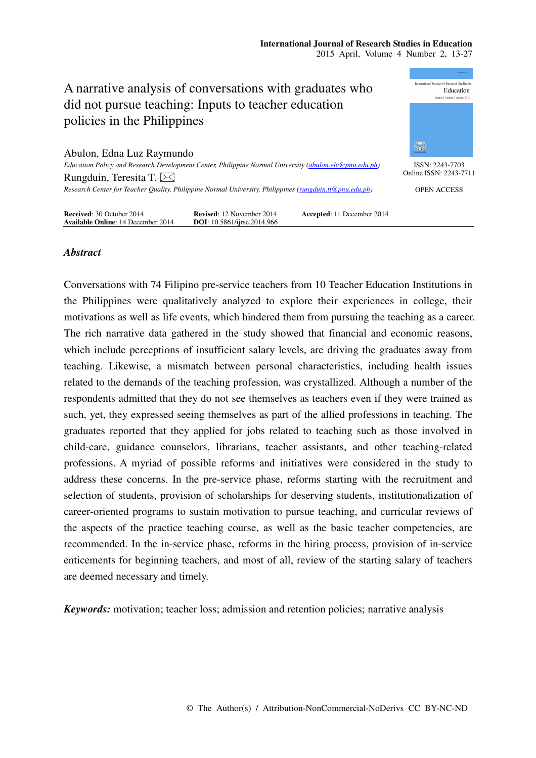# A narrative analysis of conversations with graduates who did not pursue teaching: Inputs to teacher education policies in the Philippines

Abulon, Edna Luz Raymundo
*Education Policy and Research Development Center, Philippine Normal University (abulon.elv@pnu.edu.ph)*

Rungduin, Teresita T.
*Research Center for Teacher Quality, Philippine Normal University, Philippines (rungduin.tt@pnu.edu.ph)*

ISSN: 2243-7703
Online ISSN: 2243-7711

OPEN ACCESS

**Received**: 30 October 2014 **Revised**: 12 November 2014 **Accepted**: 11 December 2014
**Available Online**: 14 December 2014 **DOI**: 10.5861/ijrse.2014.966

## *Abstract*

Conversations with 74 Filipino pre-service teachers from 10 Teacher Education Institutions in the Philippines were qualitatively analyzed to explore their experiences in college, their motivations as well as life events, which hindered them from pursuing the teaching as a career. The rich narrative data gathered in the study showed that financial and economic reasons, which include perceptions of insufficient salary levels, are driving the graduates away from teaching. Likewise, a mismatch between personal characteristics, including health issues related to the demands of the teaching profession, was crystallized. Although a number of the respondents admitted that they do not see themselves as teachers even if they were trained as such, yet, they expressed seeing themselves as part of the allied professions in teaching. The graduates reported that they applied for jobs related to teaching such as those involved in child-care, guidance counselors, librarians, teacher assistants, and other teaching-related professions. A myriad of possible reforms and initiatives were considered in the study to address these concerns. In the pre-service phase, reforms starting with the recruitment and selection of students, provision of scholarships for deserving students, institutionalization of career-oriented programs to sustain motivation to pursue teaching, and curricular reviews of the aspects of the practice teaching course, as well as the basic teacher competencies, are recommended. In the in-service phase, reforms in the hiring process, provision of in-service enticements for beginning teachers, and most of all, review of the starting salary of teachers are deemed necessary and timely.

***Keywords:*** motivation; teacher loss; admission and retention policies; narrative analysis

© The Author(s) / Attribution-NonCommercial-NoDerivs CC BY-NC-ND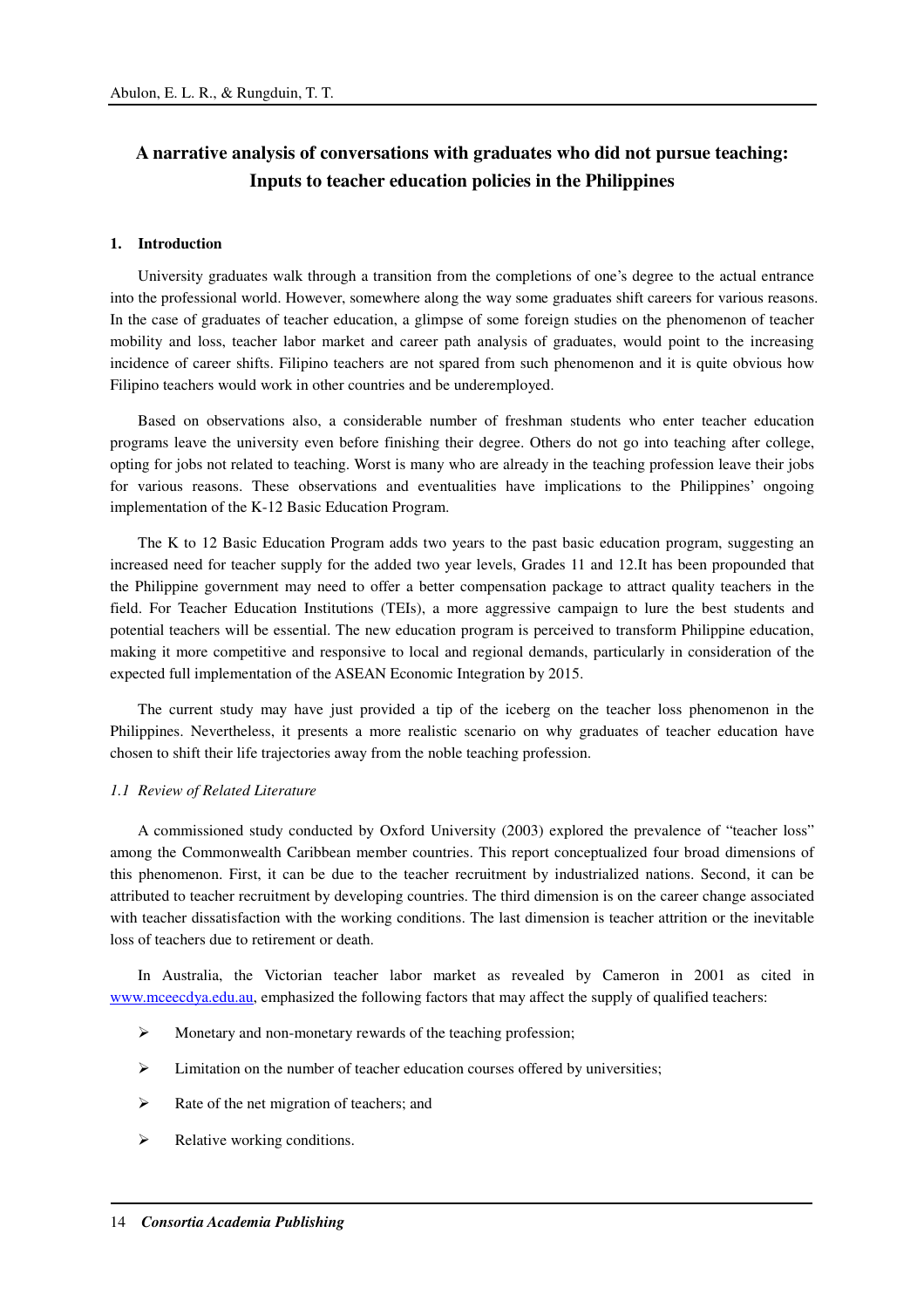# A narrative analysis of conversations with graduates who did not pursue teaching: Inputs to teacher education policies in the Philippines

## 1. Introduction

University graduates walk through a transition from the completions of one's degree to the actual entrance into the professional world. However, somewhere along the way some graduates shift careers for various reasons. In the case of graduates of teacher education, a glimpse of some foreign studies on the phenomenon of teacher mobility and loss, teacher labor market and career path analysis of graduates, would point to the increasing incidence of career shifts. Filipino teachers are not spared from such phenomenon and it is quite obvious how Filipino teachers would work in other countries and be underemployed.

Based on observations also, a considerable number of freshman students who enter teacher education programs leave the university even before finishing their degree. Others do not go into teaching after college, opting for jobs not related to teaching. Worst is many who are already in the teaching profession leave their jobs for various reasons. These observations and eventualities have implications to the Philippines' ongoing implementation of the K-12 Basic Education Program.

The K to 12 Basic Education Program adds two years to the past basic education program, suggesting an increased need for teacher supply for the added two year levels, Grades 11 and 12.It has been propounded that the Philippine government may need to offer a better compensation package to attract quality teachers in the field. For Teacher Education Institutions (TEIs), a more aggressive campaign to lure the best students and potential teachers will be essential. The new education program is perceived to transform Philippine education, making it more competitive and responsive to local and regional demands, particularly in consideration of the expected full implementation of the ASEAN Economic Integration by 2015.

The current study may have just provided a tip of the iceberg on the teacher loss phenomenon in the Philippines. Nevertheless, it presents a more realistic scenario on why graduates of teacher education have chosen to shift their life trajectories away from the noble teaching profession.

### *1.1 Review of Related Literature*

A commissioned study conducted by Oxford University (2003) explored the prevalence of "teacher loss" among the Commonwealth Caribbean member countries. This report conceptualized four broad dimensions of this phenomenon. First, it can be due to the teacher recruitment by industrialized nations. Second, it can be attributed to teacher recruitment by developing countries. The third dimension is on the career change associated with teacher dissatisfaction with the working conditions. The last dimension is teacher attrition or the inevitable loss of teachers due to retirement or death.

In Australia, the Victorian teacher labor market as revealed by Cameron in 2001 as cited in www.mceecdya.edu.au, emphasized the following factors that may affect the supply of qualified teachers:

- Monetary and non-monetary rewards of the teaching profession;
- Limitation on the number of teacher education courses offered by universities;
- Rate of the net migration of teachers; and
- Relative working conditions.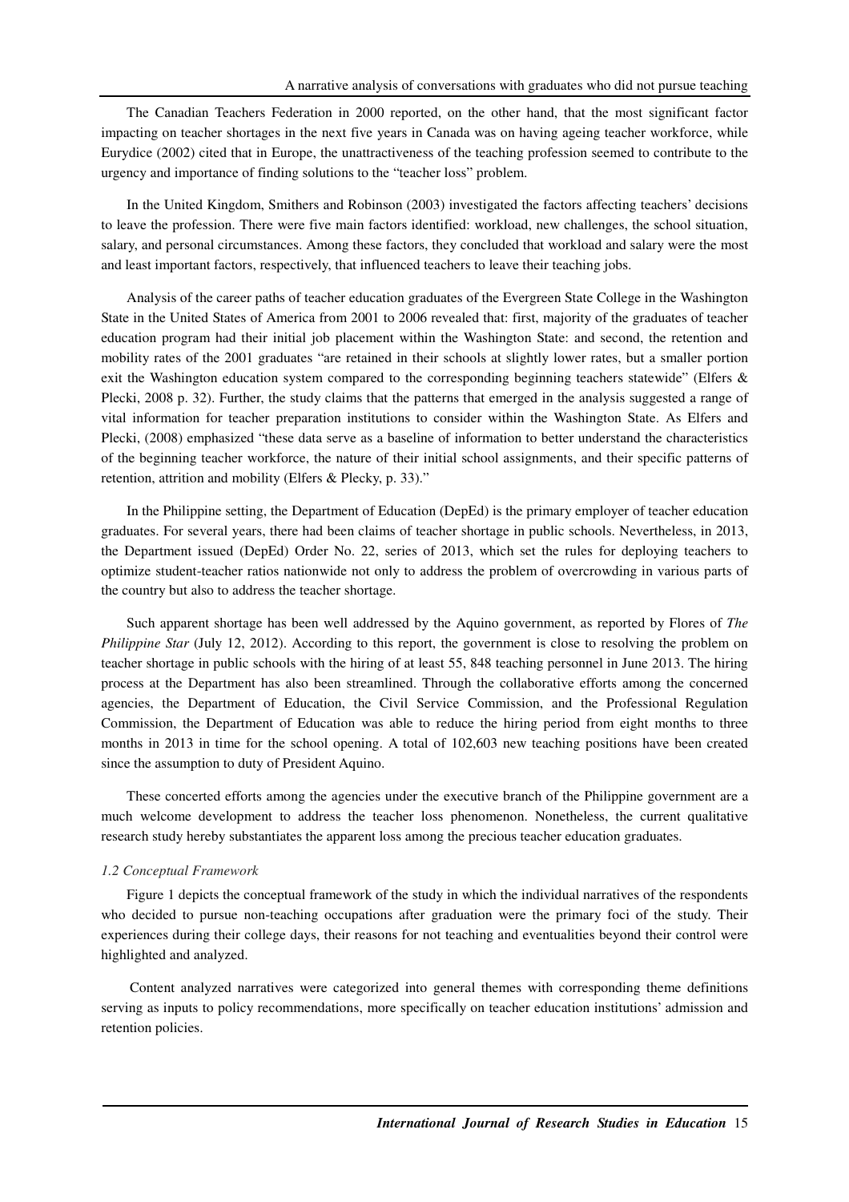The Canadian Teachers Federation in 2000 reported, on the other hand, that the most significant factor impacting on teacher shortages in the next five years in Canada was on having ageing teacher workforce, while Eurydice (2002) cited that in Europe, the unattractiveness of the teaching profession seemed to contribute to the urgency and importance of finding solutions to the "teacher loss" problem.

In the United Kingdom, Smithers and Robinson (2003) investigated the factors affecting teachers' decisions to leave the profession. There were five main factors identified: workload, new challenges, the school situation, salary, and personal circumstances. Among these factors, they concluded that workload and salary were the most and least important factors, respectively, that influenced teachers to leave their teaching jobs.

Analysis of the career paths of teacher education graduates of the Evergreen State College in the Washington State in the United States of America from 2001 to 2006 revealed that: first, majority of the graduates of teacher education program had their initial job placement within the Washington State: and second, the retention and mobility rates of the 2001 graduates "are retained in their schools at slightly lower rates, but a smaller portion exit the Washington education system compared to the corresponding beginning teachers statewide" (Elfers & Plecki, 2008 p. 32). Further, the study claims that the patterns that emerged in the analysis suggested a range of vital information for teacher preparation institutions to consider within the Washington State. As Elfers and Plecki, (2008) emphasized "these data serve as a baseline of information to better understand the characteristics of the beginning teacher workforce, the nature of their initial school assignments, and their specific patterns of retention, attrition and mobility (Elfers & Plecky, p. 33)."

In the Philippine setting, the Department of Education (DepEd) is the primary employer of teacher education graduates. For several years, there had been claims of teacher shortage in public schools. Nevertheless, in 2013, the Department issued (DepEd) Order No. 22, series of 2013, which set the rules for deploying teachers to optimize student-teacher ratios nationwide not only to address the problem of overcrowding in various parts of the country but also to address the teacher shortage.

Such apparent shortage has been well addressed by the Aquino government, as reported by Flores of *The Philippine Star* (July 12, 2012). According to this report, the government is close to resolving the problem on teacher shortage in public schools with the hiring of at least 55, 848 teaching personnel in June 2013. The hiring process at the Department has also been streamlined. Through the collaborative efforts among the concerned agencies, the Department of Education, the Civil Service Commission, and the Professional Regulation Commission, the Department of Education was able to reduce the hiring period from eight months to three months in 2013 in time for the school opening. A total of 102,603 new teaching positions have been created since the assumption to duty of President Aquino.

These concerted efforts among the agencies under the executive branch of the Philippine government are a much welcome development to address the teacher loss phenomenon. Nonetheless, the current qualitative research study hereby substantiates the apparent loss among the precious teacher education graduates.

### *1.2 Conceptual Framework*

Figure 1 depicts the conceptual framework of the study in which the individual narratives of the respondents who decided to pursue non-teaching occupations after graduation were the primary foci of the study. Their experiences during their college days, their reasons for not teaching and eventualities beyond their control were highlighted and analyzed.

Content analyzed narratives were categorized into general themes with corresponding theme definitions serving as inputs to policy recommendations, more specifically on teacher education institutions' admission and retention policies.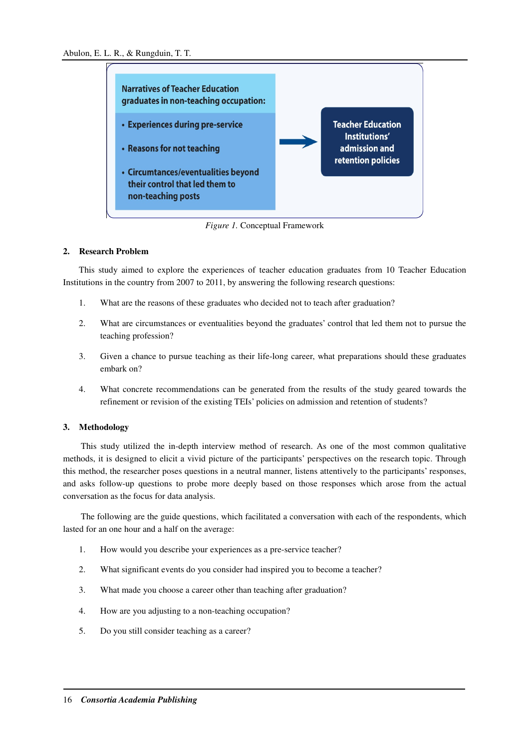Narratives of Teacher Education graduates in non-teaching occupation:

- Experiences during pre-service
- Reasons for not teaching
- Circumtances/eventualities beyond their control that led them to non-teaching posts

→ Teacher Education Institutions' admission and retention policies

*Figure 1*. Conceptual Framework

## 2. Research Problem

This study aimed to explore the experiences of teacher education graduates from 10 Teacher Education Institutions in the country from 2007 to 2011, by answering the following research questions:

1. What are the reasons of these graduates who decided not to teach after graduation?
2. What are circumstances or eventualities beyond the graduates' control that led them not to pursue the teaching profession?
3. Given a chance to pursue teaching as their life-long career, what preparations should these graduates embark on?
4. What concrete recommendations can be generated from the results of the study geared towards the refinement or revision of the existing TEIs' policies on admission and retention of students?

## 3. Methodology

This study utilized the in-depth interview method of research. As one of the most common qualitative methods, it is designed to elicit a vivid picture of the participants' perspectives on the research topic. Through this method, the researcher poses questions in a neutral manner, listens attentively to the participants' responses, and asks follow-up questions to probe more deeply based on those responses which arose from the actual conversation as the focus for data analysis.

The following are the guide questions, which facilitated a conversation with each of the respondents, which lasted for an one hour and a half on the average:

1. How would you describe your experiences as a pre-service teacher?
2. What significant events do you consider had inspired you to become a teacher?
3. What made you choose a career other than teaching after graduation?
4. How are you adjusting to a non-teaching occupation?
5. Do you still consider teaching as a career?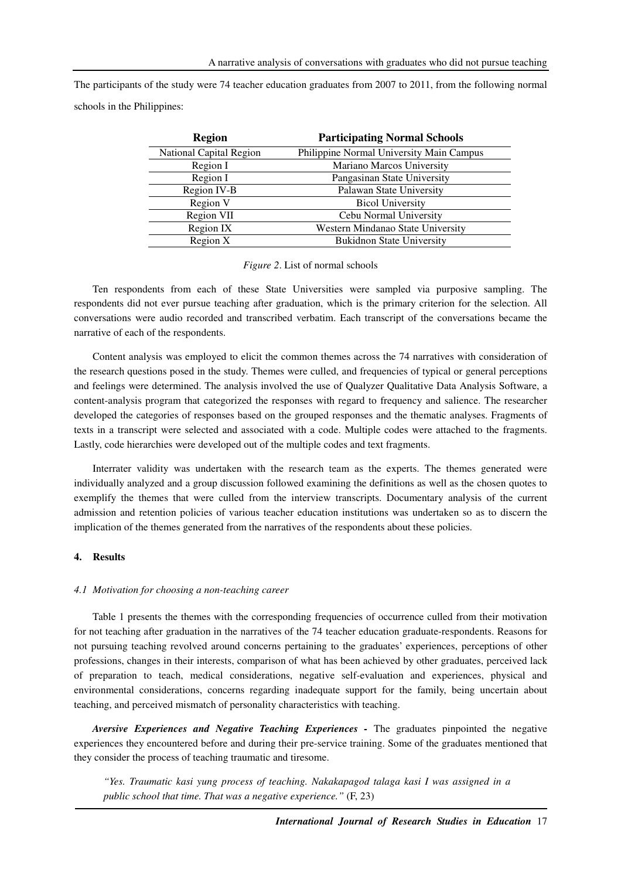The participants of the study were 74 teacher education graduates from 2007 to 2011, from the following normal schools in the Philippines:

| Region | Participating Normal Schools |
|---|---|
| National Capital Region | Philippine Normal University Main Campus |
| Region I | Mariano Marcos University |
| Region I | Pangasinan State University |
| Region IV-B | Palawan State University |
| Region V | Bicol University |
| Region VII | Cebu Normal University |
| Region IX | Western Mindanao State University |
| Region X | Bukidnon State University |

*Figure 2*. List of normal schools

Ten respondents from each of these State Universities were sampled via purposive sampling. The respondents did not ever pursue teaching after graduation, which is the primary criterion for the selection. All conversations were audio recorded and transcribed verbatim. Each transcript of the conversations became the narrative of each of the respondents.

Content analysis was employed to elicit the common themes across the 74 narratives with consideration of the research questions posed in the study. Themes were culled, and frequencies of typical or general perceptions and feelings were determined. The analysis involved the use of Qualyzer Qualitative Data Analysis Software, a content-analysis program that categorized the responses with regard to frequency and salience. The researcher developed the categories of responses based on the grouped responses and the thematic analyses. Fragments of texts in a transcript were selected and associated with a code. Multiple codes were attached to the fragments. Lastly, code hierarchies were developed out of the multiple codes and text fragments.

Interrater validity was undertaken with the research team as the experts. The themes generated were individually analyzed and a group discussion followed examining the definitions as well as the chosen quotes to exemplify the themes that were culled from the interview transcripts. Documentary analysis of the current admission and retention policies of various teacher education institutions was undertaken so as to discern the implication of the themes generated from the narratives of the respondents about these policies.

## 4. Results

### *4.1 Motivation for choosing a non-teaching career*

Table 1 presents the themes with the corresponding frequencies of occurrence culled from their motivation for not teaching after graduation in the narratives of the 74 teacher education graduate-respondents. Reasons for not pursuing teaching revolved around concerns pertaining to the graduates' experiences, perceptions of other professions, changes in their interests, comparison of what has been achieved by other graduates, perceived lack of preparation to teach, medical considerations, negative self-evaluation and experiences, physical and environmental considerations, concerns regarding inadequate support for the family, being uncertain about teaching, and perceived mismatch of personality characteristics with teaching.

***Aversive Experiences and Negative Teaching Experiences -*** The graduates pinpointed the negative experiences they encountered before and during their pre-service training. Some of the graduates mentioned that they consider the process of teaching traumatic and tiresome.

> *"Yes. Traumatic kasi yung process of teaching. Nakakapagod talaga kasi I was assigned in a public school that time. That was a negative experience."* (F, 23)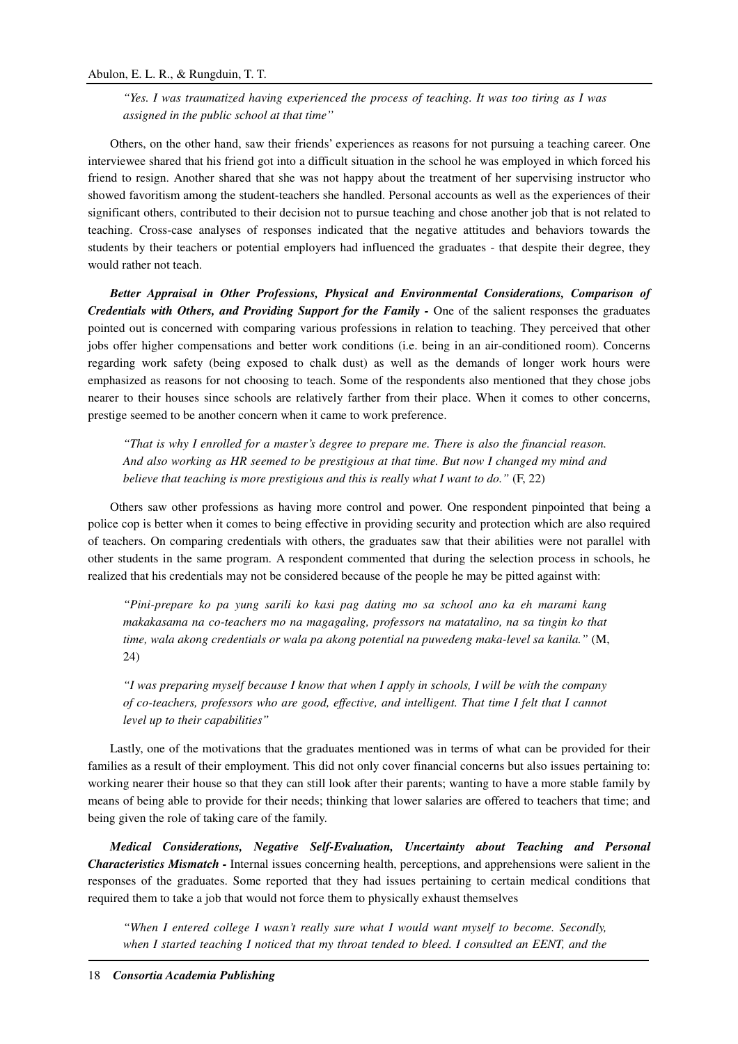> *"Yes. I was traumatized having experienced the process of teaching. It was too tiring as I was assigned in the public school at that time"*

Others, on the other hand, saw their friends' experiences as reasons for not pursuing a teaching career. One interviewee shared that his friend got into a difficult situation in the school he was employed in which forced his friend to resign. Another shared that she was not happy about the treatment of her supervising instructor who showed favoritism among the student-teachers she handled. Personal accounts as well as the experiences of their significant others, contributed to their decision not to pursue teaching and chose another job that is not related to teaching. Cross-case analyses of responses indicated that the negative attitudes and behaviors towards the students by their teachers or potential employers had influenced the graduates - that despite their degree, they would rather not teach.

***Better Appraisal in Other Professions, Physical and Environmental Considerations, Comparison of Credentials with Others, and Providing Support for the Family -*** One of the salient responses the graduates pointed out is concerned with comparing various professions in relation to teaching. They perceived that other jobs offer higher compensations and better work conditions (i.e. being in an air-conditioned room). Concerns regarding work safety (being exposed to chalk dust) as well as the demands of longer work hours were emphasized as reasons for not choosing to teach. Some of the respondents also mentioned that they chose jobs nearer to their houses since schools are relatively farther from their place. When it comes to other concerns, prestige seemed to be another concern when it came to work preference.

> *"That is why I enrolled for a master's degree to prepare me. There is also the financial reason. And also working as HR seemed to be prestigious at that time. But now I changed my mind and believe that teaching is more prestigious and this is really what I want to do."* (F, 22)

Others saw other professions as having more control and power. One respondent pinpointed that being a police cop is better when it comes to being effective in providing security and protection which are also required of teachers. On comparing credentials with others, the graduates saw that their abilities were not parallel with other students in the same program. A respondent commented that during the selection process in schools, he realized that his credentials may not be considered because of the people he may be pitted against with:

> *"Pini-prepare ko pa yung sarili ko kasi pag dating mo sa school ano ka eh marami kang makakasama na co-teachers mo na magagaling, professors na matatalino, na sa tingin ko that time, wala akong credentials or wala pa akong potential na puwedeng maka-level sa kanila."* (M, 24)

> *"I was preparing myself because I know that when I apply in schools, I will be with the company of co-teachers, professors who are good, effective, and intelligent. That time I felt that I cannot level up to their capabilities"*

Lastly, one of the motivations that the graduates mentioned was in terms of what can be provided for their families as a result of their employment. This did not only cover financial concerns but also issues pertaining to: working nearer their house so that they can still look after their parents; wanting to have a more stable family by means of being able to provide for their needs; thinking that lower salaries are offered to teachers that time; and being given the role of taking care of the family.

***Medical Considerations, Negative Self-Evaluation, Uncertainty about Teaching and Personal Characteristics Mismatch -*** Internal issues concerning health, perceptions, and apprehensions were salient in the responses of the graduates. Some reported that they had issues pertaining to certain medical conditions that required them to take a job that would not force them to physically exhaust themselves

> *"When I entered college I wasn't really sure what I would want myself to become. Secondly, when I started teaching I noticed that my throat tended to bleed. I consulted an EENT, and the*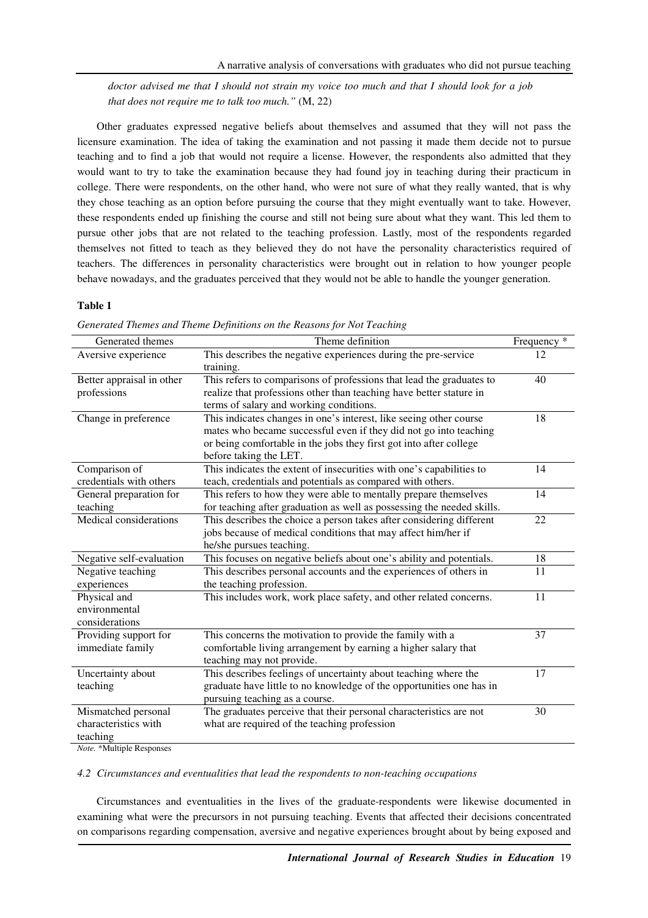*doctor advised me that I should not strain my voice too much and that I should look for a job that does not require me to talk too much."* (M, 22)

Other graduates expressed negative beliefs about themselves and assumed that they will not pass the licensure examination. The idea of taking the examination and not passing it made them decide not to pursue teaching and to find a job that would not require a license. However, the respondents also admitted that they would want to try to take the examination because they had found joy in teaching during their practicum in college. There were respondents, on the other hand, who were not sure of what they really wanted, that is why they chose teaching as an option before pursuing the course that they might eventually want to take. However, these respondents ended up finishing the course and still not being sure about what they want. This led them to pursue other jobs that are not related to the teaching profession. Lastly, most of the respondents regarded themselves not fitted to teach as they believed they do not have the personality characteristics required of teachers. The differences in personality characteristics were brought out in relation to how younger people behave nowadays, and the graduates perceived that they would not be able to handle the younger generation.

**Table 1**

*Generated Themes and Theme Definitions on the Reasons for Not Teaching*

| Generated themes | Theme definition | Frequency * |
|---|---|---|
| Aversive experience | This describes the negative experiences during the pre-service training. | 12 |
| Better appraisal in other professions | This refers to comparisons of professions that lead the graduates to realize that professions other than teaching have better stature in terms of salary and working conditions. | 40 |
| Change in preference | This indicates changes in one's interest, like seeing other course mates who became successful even if they did not go into teaching or being comfortable in the jobs they first got into after college before taking the LET. | 18 |
| Comparison of credentials with others | This indicates the extent of insecurities with one's capabilities to teach, credentials and potentials as compared with others. | 14 |
| General preparation for teaching | This refers to how they were able to mentally prepare themselves for teaching after graduation as well as possessing the needed skills. | 14 |
| Medical considerations | This describes the choice a person takes after considering different jobs because of medical conditions that may affect him/her if he/she pursues teaching. | 22 |
| Negative self-evaluation | This focuses on negative beliefs about one's ability and potentials. | 18 |
| Negative teaching experiences | This describes personal accounts and the experiences of others in the teaching profession. | 11 |
| Physical and environmental considerations | This includes work, work place safety, and other related concerns. | 11 |
| Providing support for immediate family | This concerns the motivation to provide the family with a comfortable living arrangement by earning a higher salary that teaching may not provide. | 37 |
| Uncertainty about teaching | This describes feelings of uncertainty about teaching where the graduate have little to no knowledge of the opportunities one has in pursuing teaching as a course. | 17 |
| Mismatched personal characteristics with teaching | The graduates perceive that their personal characteristics are not what are required of the teaching profession | 30 |

*Note.* *Multiple Responses

### *4.2 Circumstances and eventualities that lead the respondents to non-teaching occupations*

Circumstances and eventualities in the lives of the graduate-respondents were likewise documented in examining what were the precursors in not pursuing teaching. Events that affected their decisions concentrated on comparisons regarding compensation, aversive and negative experiences brought about by being exposed and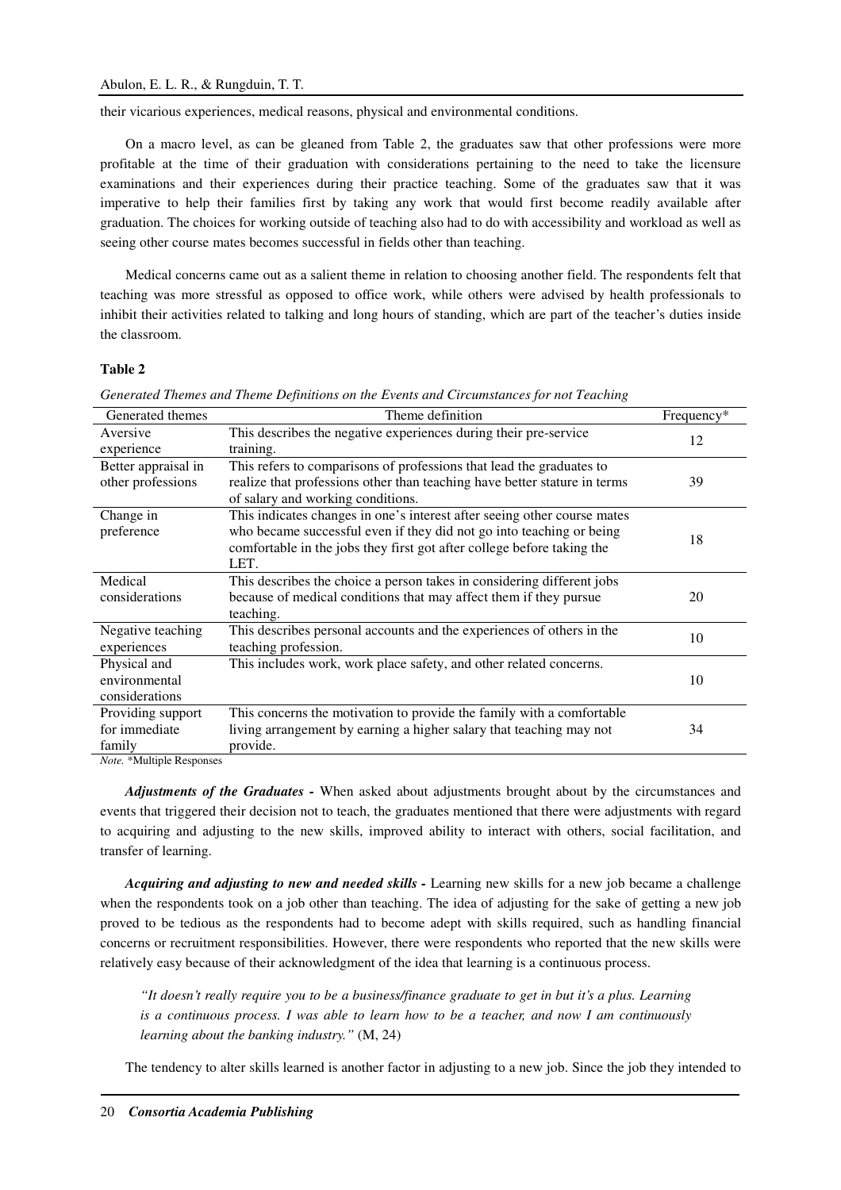their vicarious experiences, medical reasons, physical and environmental conditions.

On a macro level, as can be gleaned from Table 2, the graduates saw that other professions were more profitable at the time of their graduation with considerations pertaining to the need to take the licensure examinations and their experiences during their practice teaching. Some of the graduates saw that it was imperative to help their families first by taking any work that would first become readily available after graduation. The choices for working outside of teaching also had to do with accessibility and workload as well as seeing other course mates becomes successful in fields other than teaching.

Medical concerns came out as a salient theme in relation to choosing another field. The respondents felt that teaching was more stressful as opposed to office work, while others were advised by health professionals to inhibit their activities related to talking and long hours of standing, which are part of the teacher's duties inside the classroom.

**Table 2**

*Generated Themes and Theme Definitions on the Events and Circumstances for not Teaching*

| Generated themes | Theme definition | Frequency* |
|---|---|---|
| Aversive experience | This describes the negative experiences during their pre-service training. | 12 |
| Better appraisal in other professions | This refers to comparisons of professions that lead the graduates to realize that professions other than teaching have better stature in terms of salary and working conditions. | 39 |
| Change in preference | This indicates changes in one's interest after seeing other course mates who became successful even if they did not go into teaching or being comfortable in the jobs they first got after college before taking the LET. | 18 |
| Medical considerations | This describes the choice a person takes in considering different jobs because of medical conditions that may affect them if they pursue teaching. | 20 |
| Negative teaching experiences | This describes personal accounts and the experiences of others in the teaching profession. | 10 |
| Physical and environmental considerations | This includes work, work place safety, and other related concerns. | 10 |
| Providing support for immediate family | This concerns the motivation to provide the family with a comfortable living arrangement by earning a higher salary that teaching may not provide. | 34 |

*Note.* *Multiple Responses

***Adjustments of the Graduates -*** When asked about adjustments brought about by the circumstances and events that triggered their decision not to teach, the graduates mentioned that there were adjustments with regard to acquiring and adjusting to the new skills, improved ability to interact with others, social facilitation, and transfer of learning.

***Acquiring and adjusting to new and needed skills -*** Learning new skills for a new job became a challenge when the respondents took on a job other than teaching. The idea of adjusting for the sake of getting a new job proved to be tedious as the respondents had to become adept with skills required, such as handling financial concerns or recruitment responsibilities. However, there were respondents who reported that the new skills were relatively easy because of their acknowledgment of the idea that learning is a continuous process.

> *"It doesn't really require you to be a business/finance graduate to get in but it's a plus. Learning is a continuous process. I was able to learn how to be a teacher, and now I am continuously learning about the banking industry."* (M, 24)

The tendency to alter skills learned is another factor in adjusting to a new job. Since the job they intended to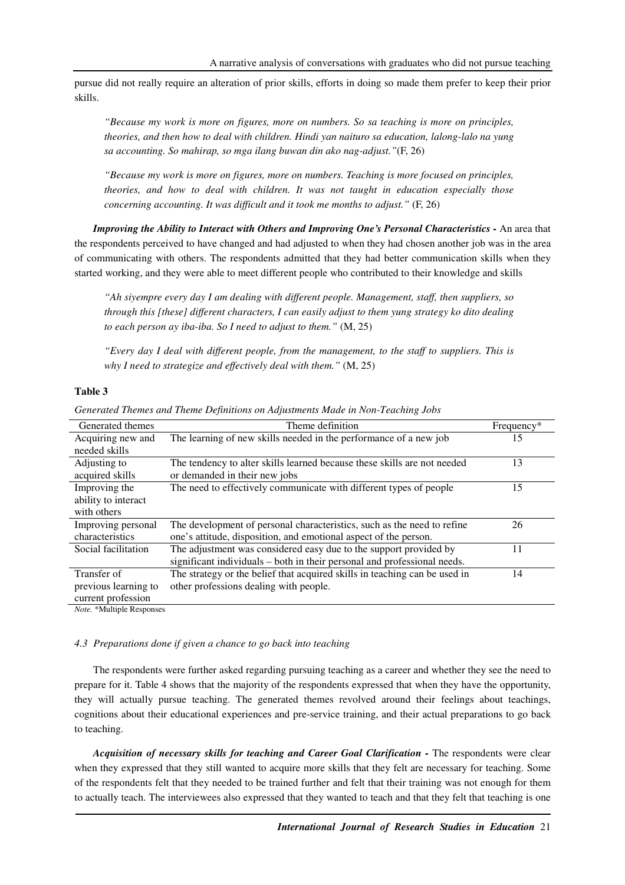pursue did not really require an alteration of prior skills, efforts in doing so made them prefer to keep their prior skills.

> *"Because my work is more on figures, more on numbers. So sa teaching is more on principles, theories, and then how to deal with children. Hindi yan naituro sa education, lalong-lalo na yung sa accounting. So mahirap, so mga ilang buwan din ako nag-adjust."*(F, 26)

> *"Because my work is more on figures, more on numbers. Teaching is more focused on principles, theories, and how to deal with children. It was not taught in education especially those concerning accounting. It was difficult and it took me months to adjust."* (F, 26)

***Improving the Ability to Interact with Others and Improving One's Personal Characteristics -*** An area that the respondents perceived to have changed and had adjusted to when they had chosen another job was in the area of communicating with others. The respondents admitted that they had better communication skills when they started working, and they were able to meet different people who contributed to their knowledge and skills

> *"Ah siyempre every day I am dealing with different people. Management, staff, then suppliers, so through this [these] different characters, I can easily adjust to them yung strategy ko dito dealing to each person ay iba-iba. So I need to adjust to them."* (M, 25)

> *"Every day I deal with different people, from the management, to the staff to suppliers. This is why I need to strategize and effectively deal with them."* (M, 25)

**Table 3**

*Generated Themes and Theme Definitions on Adjustments Made in Non-Teaching Jobs*

| Generated themes | Theme definition | Frequency* |
|---|---|---|
| Acquiring new and needed skills | The learning of new skills needed in the performance of a new job | 15 |
| Adjusting to acquired skills | The tendency to alter skills learned because these skills are not needed or demanded in their new jobs | 13 |
| Improving the ability to interact with others | The need to effectively communicate with different types of people | 15 |
| Improving personal characteristics | The development of personal characteristics, such as the need to refine one's attitude, disposition, and emotional aspect of the person. | 26 |
| Social facilitation | The adjustment was considered easy due to the support provided by significant individuals – both in their personal and professional needs. | 11 |
| Transfer of previous learning to current profession | The strategy or the belief that acquired skills in teaching can be used in other professions dealing with people. | 14 |

*Note.* *Multiple Responses

### *4.3 Preparations done if given a chance to go back into teaching*

The respondents were further asked regarding pursuing teaching as a career and whether they see the need to prepare for it. Table 4 shows that the majority of the respondents expressed that when they have the opportunity, they will actually pursue teaching. The generated themes revolved around their feelings about teachings, cognitions about their educational experiences and pre-service training, and their actual preparations to go back to teaching.

***Acquisition of necessary skills for teaching and Career Goal Clarification -*** The respondents were clear when they expressed that they still wanted to acquire more skills that they felt are necessary for teaching. Some of the respondents felt that they needed to be trained further and felt that their training was not enough for them to actually teach. The interviewees also expressed that they wanted to teach and that they felt that teaching is one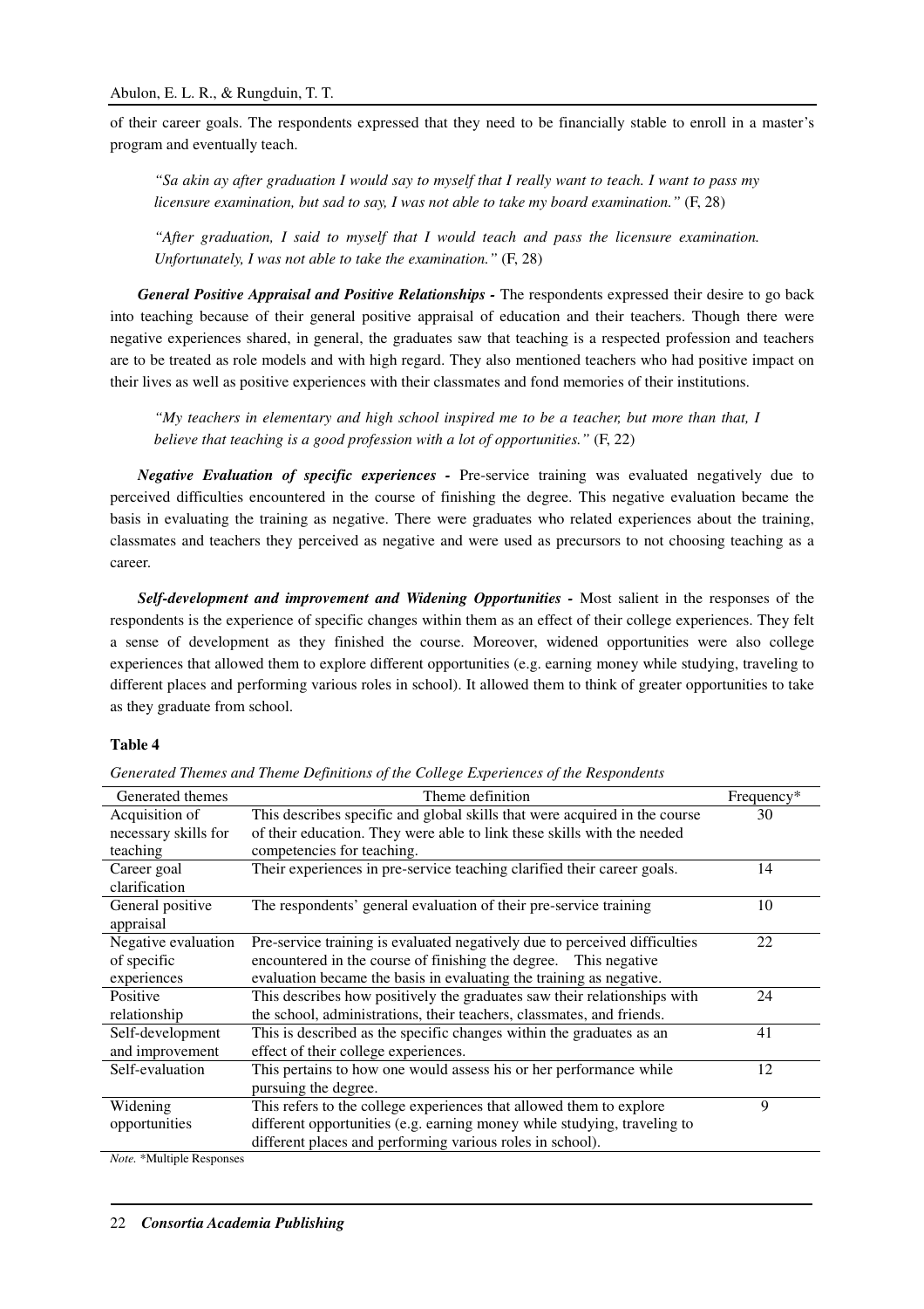of their career goals. The respondents expressed that they need to be financially stable to enroll in a master's program and eventually teach.

> *"Sa akin ay after graduation I would say to myself that I really want to teach. I want to pass my licensure examination, but sad to say, I was not able to take my board examination."* (F, 28)

> *"After graduation, I said to myself that I would teach and pass the licensure examination. Unfortunately, I was not able to take the examination."* (F, 28)

***General Positive Appraisal and Positive Relationships -*** The respondents expressed their desire to go back into teaching because of their general positive appraisal of education and their teachers. Though there were negative experiences shared, in general, the graduates saw that teaching is a respected profession and teachers are to be treated as role models and with high regard. They also mentioned teachers who had positive impact on their lives as well as positive experiences with their classmates and fond memories of their institutions.

> *"My teachers in elementary and high school inspired me to be a teacher, but more than that, I believe that teaching is a good profession with a lot of opportunities."* (F, 22)

***Negative Evaluation of specific experiences -*** Pre-service training was evaluated negatively due to perceived difficulties encountered in the course of finishing the degree. This negative evaluation became the basis in evaluating the training as negative. There were graduates who related experiences about the training, classmates and teachers they perceived as negative and were used as precursors to not choosing teaching as a career.

***Self-development and improvement and Widening Opportunities -*** Most salient in the responses of the respondents is the experience of specific changes within them as an effect of their college experiences. They felt a sense of development as they finished the course. Moreover, widened opportunities were also college experiences that allowed them to explore different opportunities (e.g. earning money while studying, traveling to different places and performing various roles in school). It allowed them to think of greater opportunities to take as they graduate from school.

**Table 4**

*Generated Themes and Theme Definitions of the College Experiences of the Respondents*

| Generated themes | Theme definition | Frequency* |
|---|---|---|
| Acquisition of necessary skills for teaching | This describes specific and global skills that were acquired in the course of their education. They were able to link these skills with the needed competencies for teaching. | 30 |
| Career goal clarification | Their experiences in pre-service teaching clarified their career goals. | 14 |
| General positive appraisal | The respondents' general evaluation of their pre-service training | 10 |
| Negative evaluation of specific experiences | Pre-service training is evaluated negatively due to perceived difficulties encountered in the course of finishing the degree. This negative evaluation became the basis in evaluating the training as negative. | 22 |
| Positive relationship | This describes how positively the graduates saw their relationships with the school, administrations, their teachers, classmates, and friends. | 24 |
| Self-development and improvement | This is described as the specific changes within the graduates as an effect of their college experiences. | 41 |
| Self-evaluation | This pertains to how one would assess his or her performance while pursuing the degree. | 12 |
| Widening opportunities | This refers to the college experiences that allowed them to explore different opportunities (e.g. earning money while studying, traveling to different places and performing various roles in school). | 9 |

*Note.* *Multiple Responses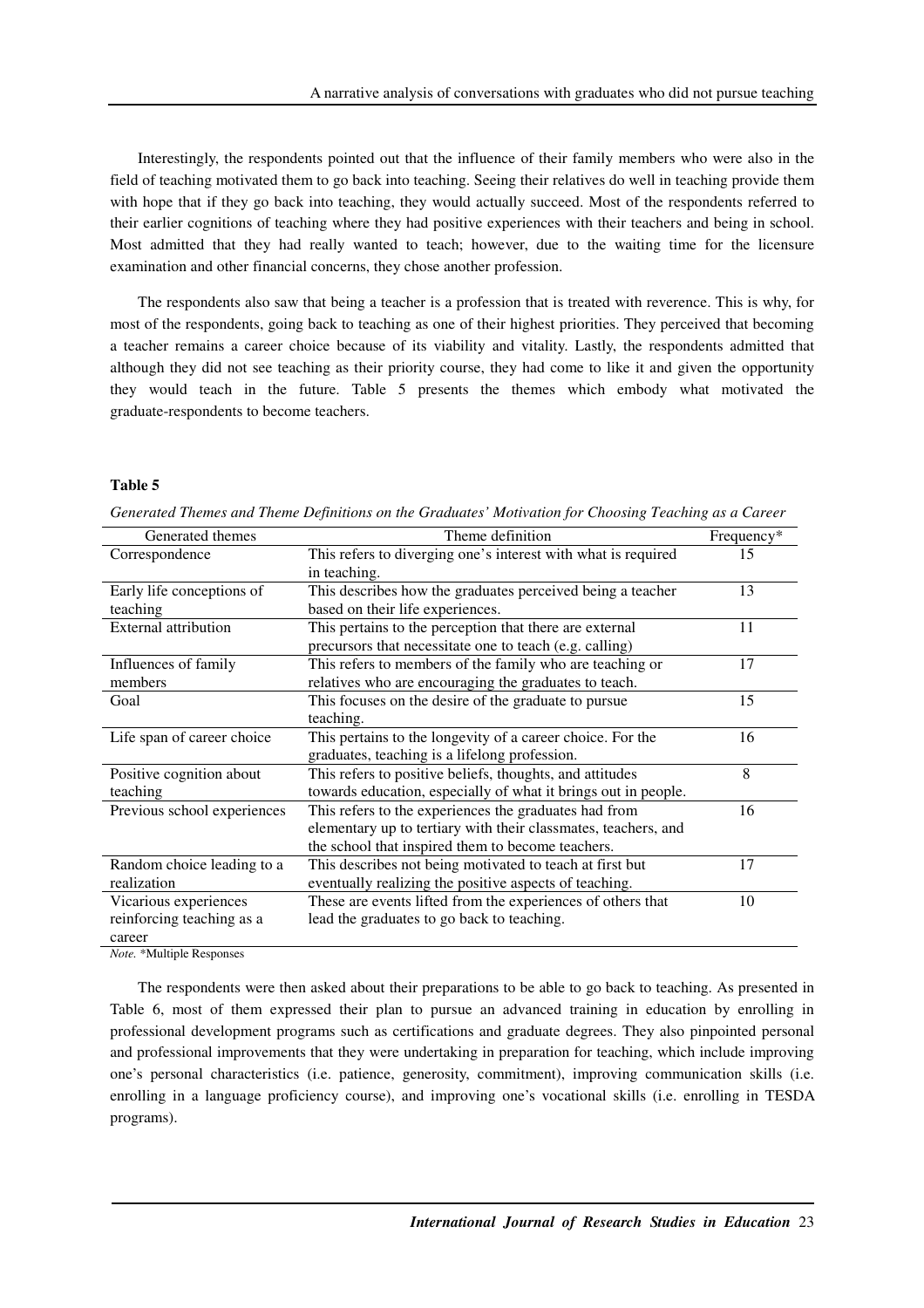Interestingly, the respondents pointed out that the influence of their family members who were also in the field of teaching motivated them to go back into teaching. Seeing their relatives do well in teaching provide them with hope that if they go back into teaching, they would actually succeed. Most of the respondents referred to their earlier cognitions of teaching where they had positive experiences with their teachers and being in school. Most admitted that they had really wanted to teach; however, due to the waiting time for the licensure examination and other financial concerns, they chose another profession.

The respondents also saw that being a teacher is a profession that is treated with reverence. This is why, for most of the respondents, going back to teaching as one of their highest priorities. They perceived that becoming a teacher remains a career choice because of its viability and vitality. Lastly, the respondents admitted that although they did not see teaching as their priority course, they had come to like it and given the opportunity they would teach in the future. Table 5 presents the themes which embody what motivated the graduate-respondents to become teachers.

**Table 5**

*Generated Themes and Theme Definitions on the Graduates' Motivation for Choosing Teaching as a Career*

| Generated themes | Theme definition | Frequency* |
|---|---|---|
| Correspondence | This refers to diverging one's interest with what is required in teaching. | 15 |
| Early life conceptions of teaching | This describes how the graduates perceived being a teacher based on their life experiences. | 13 |
| External attribution | This pertains to the perception that there are external precursors that necessitate one to teach (e.g. calling) | 11 |
| Influences of family members | This refers to members of the family who are teaching or relatives who are encouraging the graduates to teach. | 17 |
| Goal | This focuses on the desire of the graduate to pursue teaching. | 15 |
| Life span of career choice | This pertains to the longevity of a career choice. For the graduates, teaching is a lifelong profession. | 16 |
| Positive cognition about teaching | This refers to positive beliefs, thoughts, and attitudes towards education, especially of what it brings out in people. | 8 |
| Previous school experiences | This refers to the experiences the graduates had from elementary up to tertiary with their classmates, teachers, and the school that inspired them to become teachers. | 16 |
| Random choice leading to a realization | This describes not being motivated to teach at first but eventually realizing the positive aspects of teaching. | 17 |
| Vicarious experiences reinforcing teaching as a career | These are events lifted from the experiences of others that lead the graduates to go back to teaching. | 10 |

*Note.* *Multiple Responses

The respondents were then asked about their preparations to be able to go back to teaching. As presented in Table 6, most of them expressed their plan to pursue an advanced training in education by enrolling in professional development programs such as certifications and graduate degrees. They also pinpointed personal and professional improvements that they were undertaking in preparation for teaching, which include improving one's personal characteristics (i.e. patience, generosity, commitment), improving communication skills (i.e. enrolling in a language proficiency course), and improving one's vocational skills (i.e. enrolling in TESDA programs).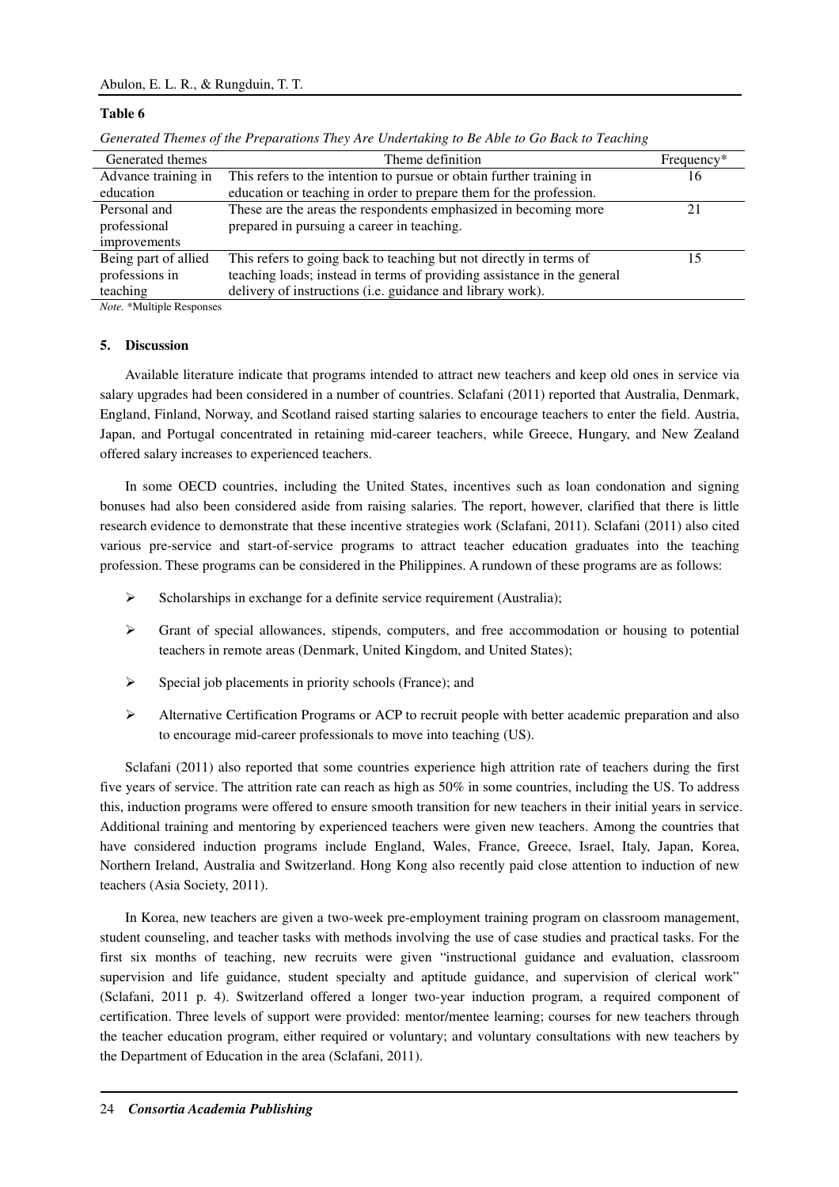**Table 6**

*Generated Themes of the Preparations They Are Undertaking to Be Able to Go Back to Teaching*

| Generated themes | Theme definition | Frequency* |
|---|---|---|
| Advance training in education | This refers to the intention to pursue or obtain further training in education or teaching in order to prepare them for the profession. | 16 |
| Personal and professional improvements | These are the areas the respondents emphasized in becoming more prepared in pursuing a career in teaching. | 21 |
| Being part of allied professions in teaching | This refers to going back to teaching but not directly in terms of teaching loads; instead in terms of providing assistance in the general delivery of instructions (i.e. guidance and library work). | 15 |

*Note.* *Multiple Responses

## 5. Discussion

Available literature indicate that programs intended to attract new teachers and keep old ones in service via salary upgrades had been considered in a number of countries. Sclafani (2011) reported that Australia, Denmark, England, Finland, Norway, and Scotland raised starting salaries to encourage teachers to enter the field. Austria, Japan, and Portugal concentrated in retaining mid-career teachers, while Greece, Hungary, and New Zealand offered salary increases to experienced teachers.

In some OECD countries, including the United States, incentives such as loan condonation and signing bonuses had also been considered aside from raising salaries. The report, however, clarified that there is little research evidence to demonstrate that these incentive strategies work (Sclafani, 2011). Sclafani (2011) also cited various pre-service and start-of-service programs to attract teacher education graduates into the teaching profession. These programs can be considered in the Philippines. A rundown of these programs are as follows:

- Scholarships in exchange for a definite service requirement (Australia);
- Grant of special allowances, stipends, computers, and free accommodation or housing to potential teachers in remote areas (Denmark, United Kingdom, and United States);
- Special job placements in priority schools (France); and
- Alternative Certification Programs or ACP to recruit people with better academic preparation and also to encourage mid-career professionals to move into teaching (US).

Sclafani (2011) also reported that some countries experience high attrition rate of teachers during the first five years of service. The attrition rate can reach as high as 50% in some countries, including the US. To address this, induction programs were offered to ensure smooth transition for new teachers in their initial years in service. Additional training and mentoring by experienced teachers were given new teachers. Among the countries that have considered induction programs include England, Wales, France, Greece, Israel, Italy, Japan, Korea, Northern Ireland, Australia and Switzerland. Hong Kong also recently paid close attention to induction of new teachers (Asia Society, 2011).

In Korea, new teachers are given a two-week pre-employment training program on classroom management, student counseling, and teacher tasks with methods involving the use of case studies and practical tasks. For the first six months of teaching, new recruits were given "instructional guidance and evaluation, classroom supervision and life guidance, student specialty and aptitude guidance, and supervision of clerical work" (Sclafani, 2011 p. 4). Switzerland offered a longer two-year induction program, a required component of certification. Three levels of support were provided: mentor/mentee learning; courses for new teachers through the teacher education program, either required or voluntary; and voluntary consultations with new teachers by the Department of Education in the area (Sclafani, 2011).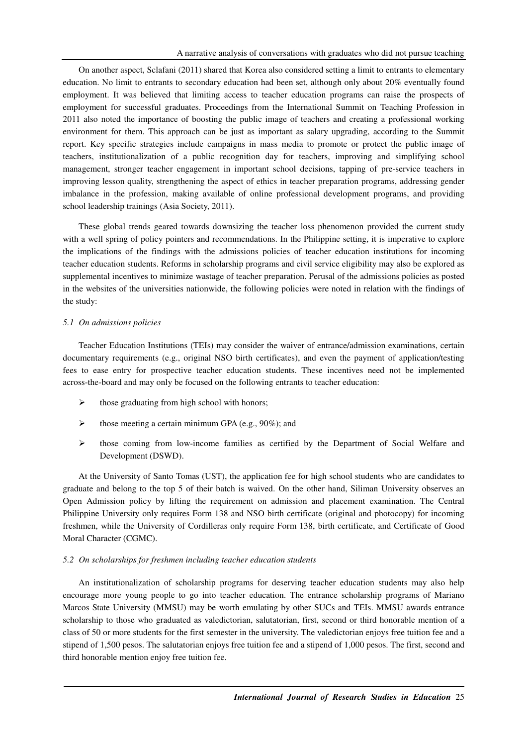On another aspect, Sclafani (2011) shared that Korea also considered setting a limit to entrants to elementary education. No limit to entrants to secondary education had been set, although only about 20% eventually found employment. It was believed that limiting access to teacher education programs can raise the prospects of employment for successful graduates. Proceedings from the International Summit on Teaching Profession in 2011 also noted the importance of boosting the public image of teachers and creating a professional working environment for them. This approach can be just as important as salary upgrading, according to the Summit report. Key specific strategies include campaigns in mass media to promote or protect the public image of teachers, institutionalization of a public recognition day for teachers, improving and simplifying school management, stronger teacher engagement in important school decisions, tapping of pre-service teachers in improving lesson quality, strengthening the aspect of ethics in teacher preparation programs, addressing gender imbalance in the profession, making available of online professional development programs, and providing school leadership trainings (Asia Society, 2011).

These global trends geared towards downsizing the teacher loss phenomenon provided the current study with a well spring of policy pointers and recommendations. In the Philippine setting, it is imperative to explore the implications of the findings with the admissions policies of teacher education institutions for incoming teacher education students. Reforms in scholarship programs and civil service eligibility may also be explored as supplemental incentives to minimize wastage of teacher preparation. Perusal of the admissions policies as posted in the websites of the universities nationwide, the following policies were noted in relation with the findings of the study:

### *5.1 On admissions policies*

Teacher Education Institutions (TEIs) may consider the waiver of entrance/admission examinations, certain documentary requirements (e.g., original NSO birth certificates), and even the payment of application/testing fees to ease entry for prospective teacher education students. These incentives need not be implemented across-the-board and may only be focused on the following entrants to teacher education:

- those graduating from high school with honors;
- those meeting a certain minimum GPA (e.g., 90%); and
- those coming from low-income families as certified by the Department of Social Welfare and Development (DSWD).

At the University of Santo Tomas (UST), the application fee for high school students who are candidates to graduate and belong to the top 5 of their batch is waived. On the other hand, Siliman University observes an Open Admission policy by lifting the requirement on admission and placement examination. The Central Philippine University only requires Form 138 and NSO birth certificate (original and photocopy) for incoming freshmen, while the University of Cordilleras only require Form 138, birth certificate, and Certificate of Good Moral Character (CGMC).

### *5.2 On scholarships for freshmen including teacher education students*

An institutionalization of scholarship programs for deserving teacher education students may also help encourage more young people to go into teacher education. The entrance scholarship programs of Mariano Marcos State University (MMSU) may be worth emulating by other SUCs and TEIs. MMSU awards entrance scholarship to those who graduated as valedictorian, salutatorian, first, second or third honorable mention of a class of 50 or more students for the first semester in the university. The valedictorian enjoys free tuition fee and a stipend of 1,500 pesos. The salutatorian enjoys free tuition fee and a stipend of 1,000 pesos. The first, second and third honorable mention enjoy free tuition fee.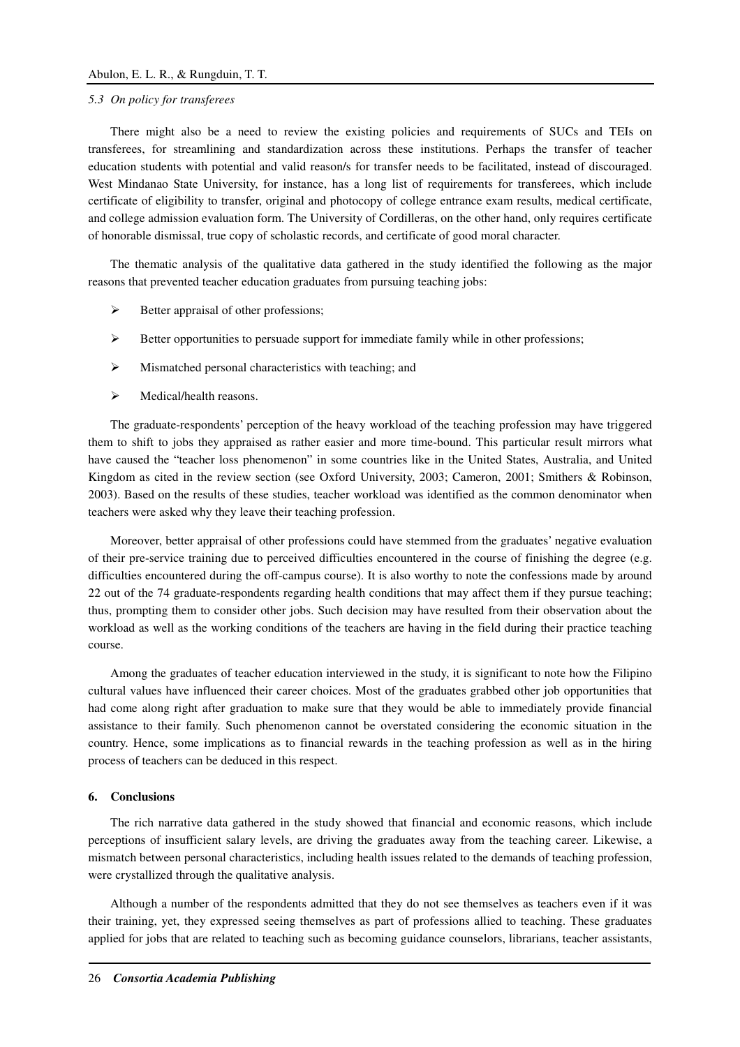### *5.3 On policy for transferees*

There might also be a need to review the existing policies and requirements of SUCs and TEIs on transferees, for streamlining and standardization across these institutions. Perhaps the transfer of teacher education students with potential and valid reason/s for transfer needs to be facilitated, instead of discouraged. West Mindanao State University, for instance, has a long list of requirements for transferees, which include certificate of eligibility to transfer, original and photocopy of college entrance exam results, medical certificate, and college admission evaluation form. The University of Cordilleras, on the other hand, only requires certificate of honorable dismissal, true copy of scholastic records, and certificate of good moral character.

The thematic analysis of the qualitative data gathered in the study identified the following as the major reasons that prevented teacher education graduates from pursuing teaching jobs:

- Better appraisal of other professions;
- Better opportunities to persuade support for immediate family while in other professions;
- Mismatched personal characteristics with teaching; and
- Medical/health reasons.

The graduate-respondents' perception of the heavy workload of the teaching profession may have triggered them to shift to jobs they appraised as rather easier and more time-bound. This particular result mirrors what have caused the "teacher loss phenomenon" in some countries like in the United States, Australia, and United Kingdom as cited in the review section (see Oxford University, 2003; Cameron, 2001; Smithers & Robinson, 2003). Based on the results of these studies, teacher workload was identified as the common denominator when teachers were asked why they leave their teaching profession.

Moreover, better appraisal of other professions could have stemmed from the graduates' negative evaluation of their pre-service training due to perceived difficulties encountered in the course of finishing the degree (e.g. difficulties encountered during the off-campus course). It is also worthy to note the confessions made by around 22 out of the 74 graduate-respondents regarding health conditions that may affect them if they pursue teaching; thus, prompting them to consider other jobs. Such decision may have resulted from their observation about the workload as well as the working conditions of the teachers are having in the field during their practice teaching course.

Among the graduates of teacher education interviewed in the study, it is significant to note how the Filipino cultural values have influenced their career choices. Most of the graduates grabbed other job opportunities that had come along right after graduation to make sure that they would be able to immediately provide financial assistance to their family. Such phenomenon cannot be overstated considering the economic situation in the country. Hence, some implications as to financial rewards in the teaching profession as well as in the hiring process of teachers can be deduced in this respect.

## 6. Conclusions

The rich narrative data gathered in the study showed that financial and economic reasons, which include perceptions of insufficient salary levels, are driving the graduates away from the teaching career. Likewise, a mismatch between personal characteristics, including health issues related to the demands of teaching profession, were crystallized through the qualitative analysis.

Although a number of the respondents admitted that they do not see themselves as teachers even if it was their training, yet, they expressed seeing themselves as part of professions allied to teaching. These graduates applied for jobs that are related to teaching such as becoming guidance counselors, librarians, teacher assistants,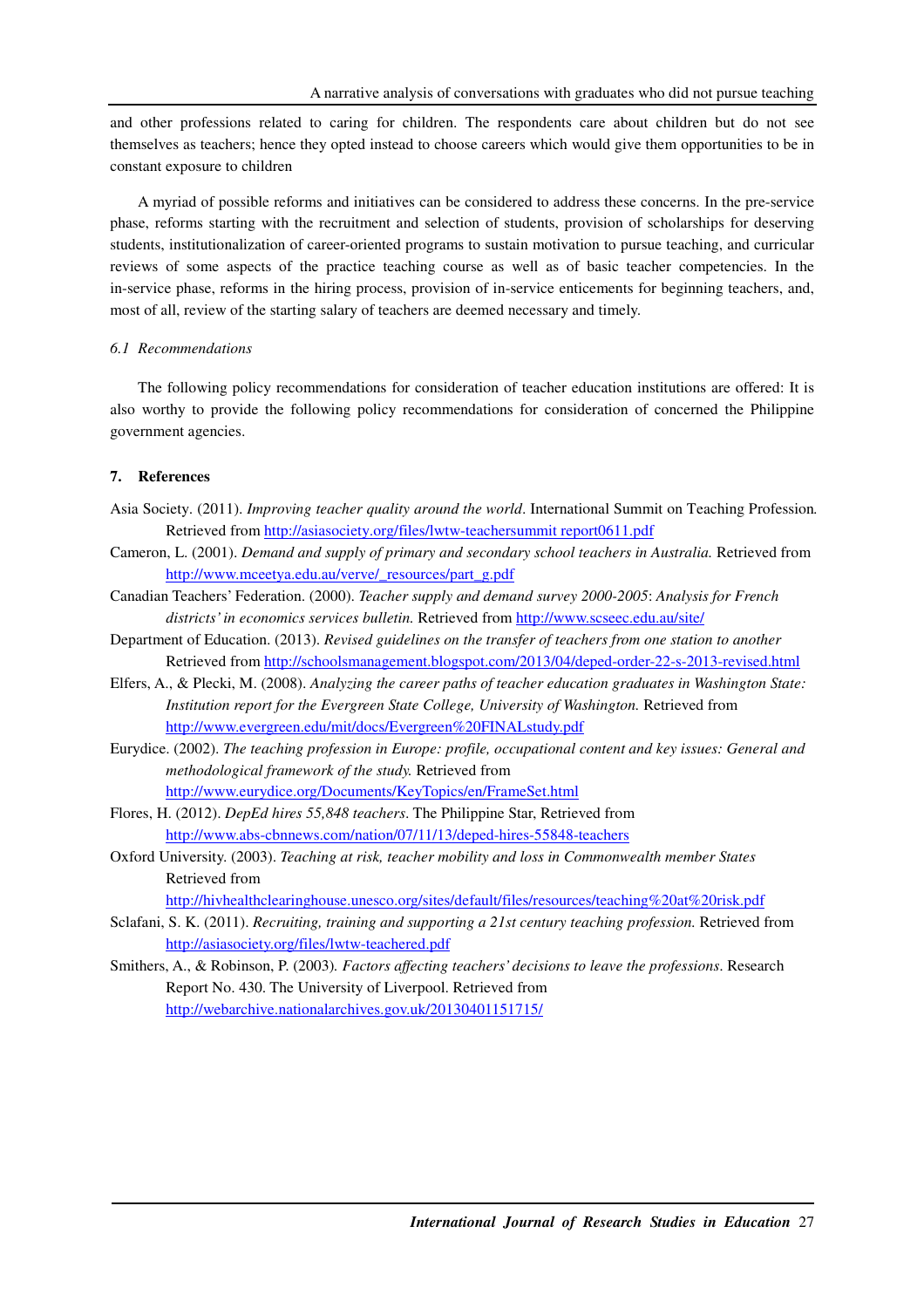and other professions related to caring for children. The respondents care about children but do not see themselves as teachers; hence they opted instead to choose careers which would give them opportunities to be in constant exposure to children

A myriad of possible reforms and initiatives can be considered to address these concerns. In the pre-service phase, reforms starting with the recruitment and selection of students, provision of scholarships for deserving students, institutionalization of career-oriented programs to sustain motivation to pursue teaching, and curricular reviews of some aspects of the practice teaching course as well as of basic teacher competencies. In the in-service phase, reforms in the hiring process, provision of in-service enticements for beginning teachers, and, most of all, review of the starting salary of teachers are deemed necessary and timely.

### *6.1 Recommendations*

The following policy recommendations for consideration of teacher education institutions are offered: It is also worthy to provide the following policy recommendations for consideration of concerned the Philippine government agencies.

## 7. References

Asia Society. (2011). *Improving teacher quality around the world*. International Summit on Teaching Profession. Retrieved from http://asiasociety.org/files/lwtw-teachersummit report0611.pdf

Cameron, L. (2001). *Demand and supply of primary and secondary school teachers in Australia.* Retrieved from http://www.mceetya.edu.au/verve/_resources/part_g.pdf

Canadian Teachers' Federation. (2000). *Teacher supply and demand survey 2000-2005*: *Analysis for French districts' in economics services bulletin.* Retrieved from http://www.scseec.edu.au/site/

Department of Education. (2013). *Revised guidelines on the transfer of teachers from one station to another* Retrieved from http://schoolsmanagement.blogspot.com/2013/04/deped-order-22-s-2013-revised.html

Elfers, A., & Plecki, M. (2008). *Analyzing the career paths of teacher education graduates in Washington State: Institution report for the Evergreen State College, University of Washington.* Retrieved from http://www.evergreen.edu/mit/docs/Evergreen%20FINALstudy.pdf

Eurydice. (2002). *The teaching profession in Europe: profile, occupational content and key issues: General and methodological framework of the study.* Retrieved from http://www.eurydice.org/Documents/KeyTopics/en/FrameSet.html

Flores, H. (2012). *DepEd hires 55,848 teachers*. The Philippine Star, Retrieved from http://www.abs-cbnnews.com/nation/07/11/13/deped-hires-55848-teachers

Oxford University. (2003). *Teaching at risk, teacher mobility and loss in Commonwealth member States* Retrieved from http://hivhealthclearinghouse.unesco.org/sites/default/files/resources/teaching%20at%20risk.pdf

Sclafani, S. K. (2011). *Recruiting, training and supporting a 21st century teaching profession.* Retrieved from http://asiasociety.org/files/lwtw-teachered.pdf

Smithers, A., & Robinson, P. (2003). *Factors affecting teachers' decisions to leave the professions*. Research Report No. 430. The University of Liverpool. Retrieved from http://webarchive.nationalarchives.gov.uk/20130401151715/